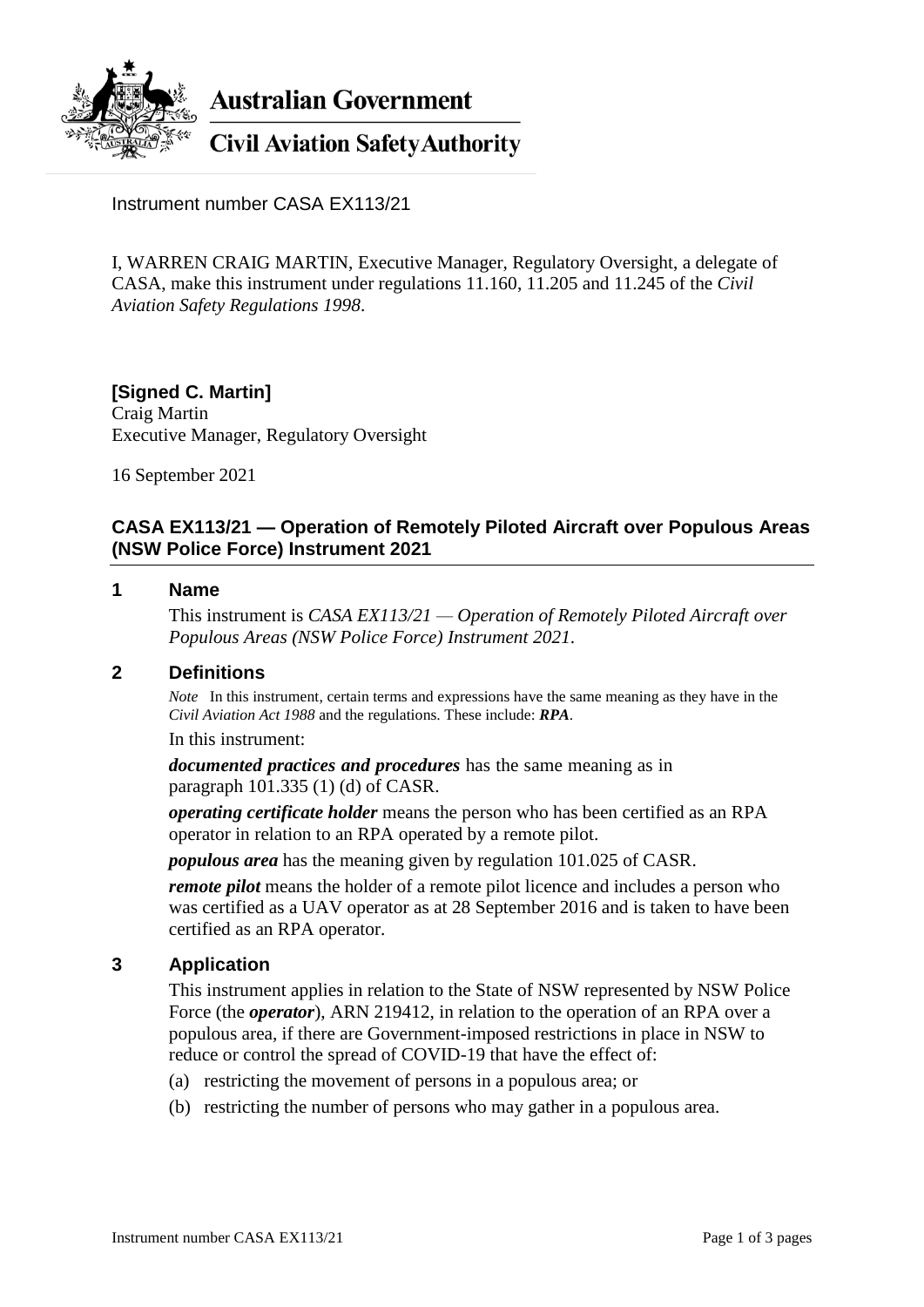Australian Government

Civil Aviation Safety Authority

Instrument number CASA EX113/21

I, WARREN CRAIG MARTIN, Executive Manager, Regulatory Oversight, a delegate of CASA, make this instrument under regulations 11.160, 11.205 and 11.245 of the *Civil Aviation Safety Regulations 1998*.

**[Signed C. Martin]**
Craig Martin
Executive Manager, Regulatory Oversight

16 September 2021

## CASA EX113/21 — Operation of Remotely Piloted Aircraft over Populous Areas (NSW Police Force) Instrument 2021

### 1 Name

This instrument is *CASA EX113/21 — Operation of Remotely Piloted Aircraft over Populous Areas (NSW Police Force) Instrument 2021*.

### 2 Definitions

*Note* In this instrument, certain terms and expressions have the same meaning as they have in the *Civil Aviation Act 1988* and the regulations. These include: ***RPA***.

In this instrument:

***documented practices and procedures*** has the same meaning as in paragraph 101.335 (1) (d) of CASR.

***operating certificate holder*** means the person who has been certified as an RPA operator in relation to an RPA operated by a remote pilot.

***populous area*** has the meaning given by regulation 101.025 of CASR.

***remote pilot*** means the holder of a remote pilot licence and includes a person who was certified as a UAV operator as at 28 September 2016 and is taken to have been certified as an RPA operator.

### 3 Application

This instrument applies in relation to the State of NSW represented by NSW Police Force (the ***operator***), ARN 219412, in relation to the operation of an RPA over a populous area, if there are Government-imposed restrictions in place in NSW to reduce or control the spread of COVID-19 that have the effect of:

(a) restricting the movement of persons in a populous area; or

(b) restricting the number of persons who may gather in a populous area.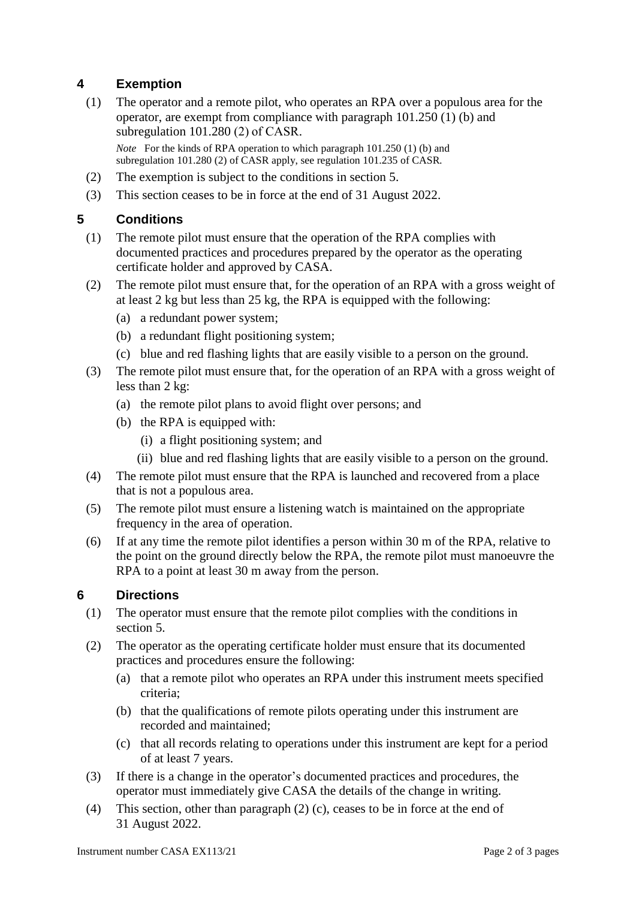## 4 Exemption

(1) The operator and a remote pilot, who operates an RPA over a populous area for the operator, are exempt from compliance with paragraph 101.250 (1) (b) and subregulation 101.280 (2) of CASR.

*Note* For the kinds of RPA operation to which paragraph 101.250 (1) (b) and subregulation 101.280 (2) of CASR apply, see regulation 101.235 of CASR.

(2) The exemption is subject to the conditions in section 5.

(3) This section ceases to be in force at the end of 31 August 2022.

## 5 Conditions

(1) The remote pilot must ensure that the operation of the RPA complies with documented practices and procedures prepared by the operator as the operating certificate holder and approved by CASA.

(2) The remote pilot must ensure that, for the operation of an RPA with a gross weight of at least 2 kg but less than 25 kg, the RPA is equipped with the following:

- (a) a redundant power system;
- (b) a redundant flight positioning system;
- (c) blue and red flashing lights that are easily visible to a person on the ground.

(3) The remote pilot must ensure that, for the operation of an RPA with a gross weight of less than 2 kg:

- (a) the remote pilot plans to avoid flight over persons; and
- (b) the RPA is equipped with:
  - (i) a flight positioning system; and
  - (ii) blue and red flashing lights that are easily visible to a person on the ground.

(4) The remote pilot must ensure that the RPA is launched and recovered from a place that is not a populous area.

(5) The remote pilot must ensure a listening watch is maintained on the appropriate frequency in the area of operation.

(6) If at any time the remote pilot identifies a person within 30 m of the RPA, relative to the point on the ground directly below the RPA, the remote pilot must manoeuvre the RPA to a point at least 30 m away from the person.

## 6 Directions

(1) The operator must ensure that the remote pilot complies with the conditions in section 5.

(2) The operator as the operating certificate holder must ensure that its documented practices and procedures ensure the following:

- (a) that a remote pilot who operates an RPA under this instrument meets specified criteria;
- (b) that the qualifications of remote pilots operating under this instrument are recorded and maintained;
- (c) that all records relating to operations under this instrument are kept for a period of at least 7 years.

(3) If there is a change in the operator's documented practices and procedures, the operator must immediately give CASA the details of the change in writing.

(4) This section, other than paragraph (2) (c), ceases to be in force at the end of 31 August 2022.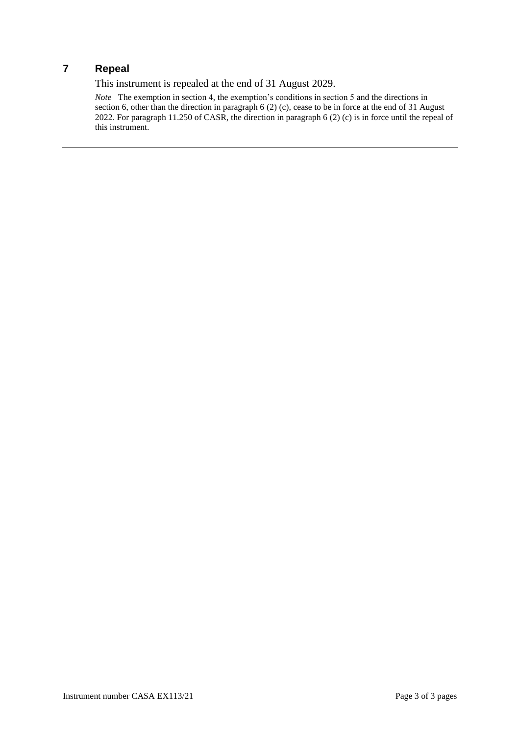## 7 Repeal

This instrument is repealed at the end of 31 August 2029.

*Note* The exemption in section 4, the exemption's conditions in section 5 and the directions in section 6, other than the direction in paragraph 6 (2) (c), cease to be in force at the end of 31 August 2022. For paragraph 11.250 of CASR, the direction in paragraph 6 (2) (c) is in force until the repeal of this instrument.